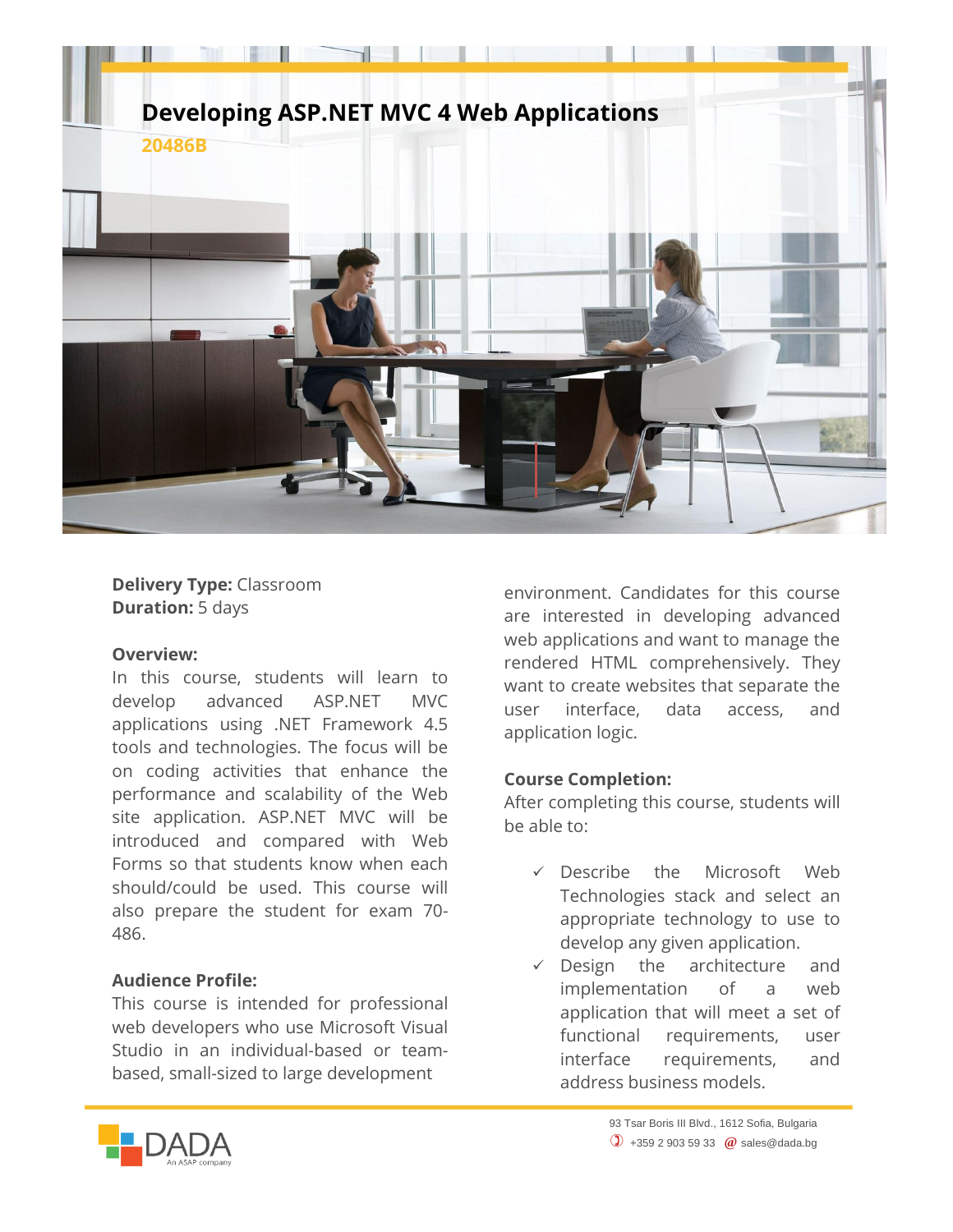# Developing ASP.NET MVC 4 Web Applications

**20486B**

**Delivery Type:** Classroom
**Duration:** 5 days

**Overview:**
In this course, students will learn to develop advanced ASP.NET MVC applications using .NET Framework 4.5 tools and technologies. The focus will be on coding activities that enhance the performance and scalability of the Web site application. ASP.NET MVC will be introduced and compared with Web Forms so that students know when each should/could be used. This course will also prepare the student for exam 70-486.

**Audience Profile:**
This course is intended for professional web developers who use Microsoft Visual Studio in an individual-based or team-based, small-sized to large development environment. Candidates for this course are interested in developing advanced web applications and want to manage the rendered HTML comprehensively. They want to create websites that separate the user interface, data access, and application logic.

**Course Completion:**
After completing this course, students will be able to:

- ✓ Describe the Microsoft Web Technologies stack and select an appropriate technology to use to develop any given application.
- ✓ Design the architecture and implementation of a web application that will meet a set of functional requirements, user interface requirements, and address business models.

DADA An ASAP company

93 Tsar Boris III Blvd., 1612 Sofia, Bulgaria
+359 2 903 59 33 sales@dada.bg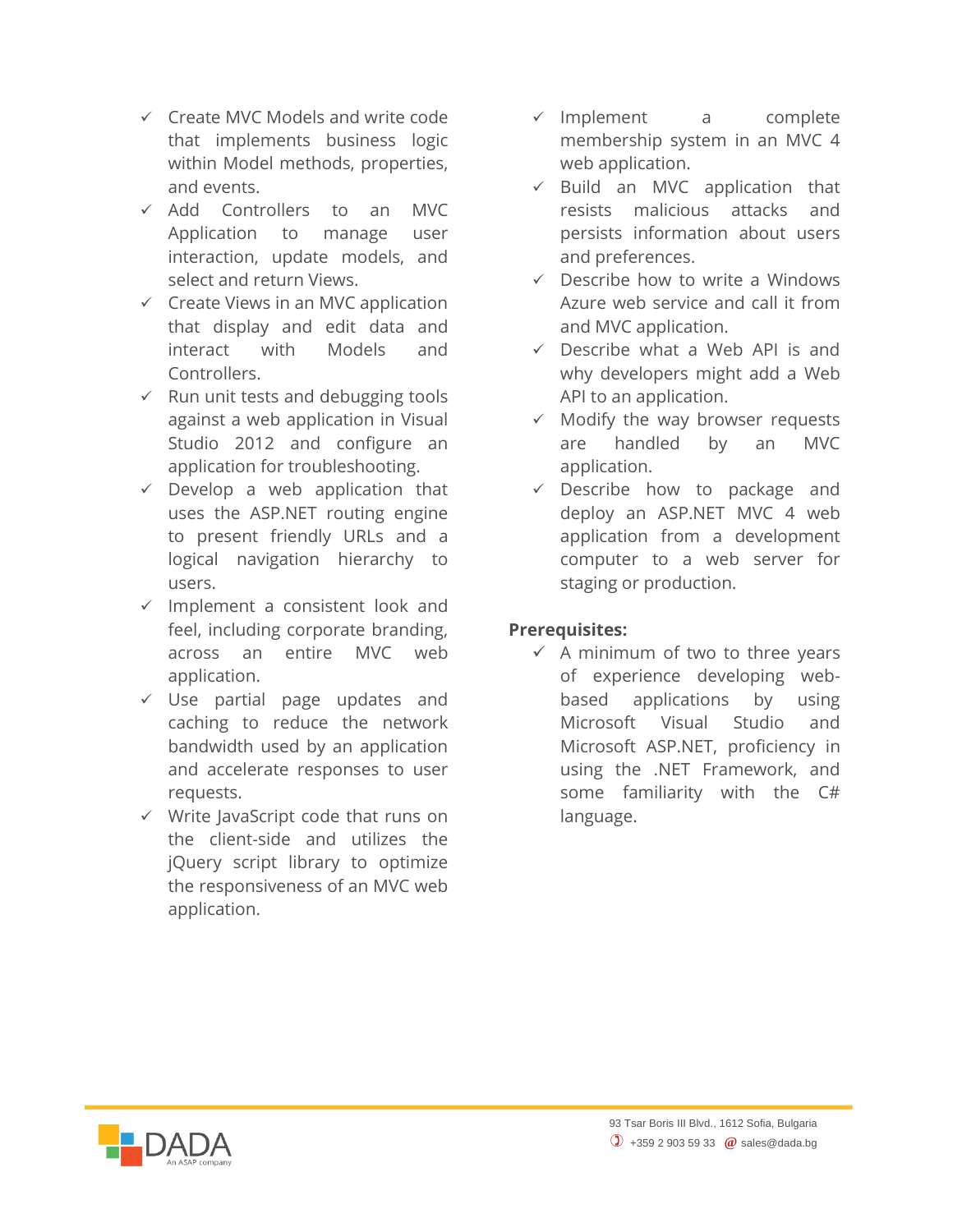- ✓ Create MVC Models and write code that implements business logic within Model methods, properties, and events.
- ✓ Add Controllers to an MVC Application to manage user interaction, update models, and select and return Views.
- ✓ Create Views in an MVC application that display and edit data and interact with Models and Controllers.
- ✓ Run unit tests and debugging tools against a web application in Visual Studio 2012 and configure an application for troubleshooting.
- ✓ Develop a web application that uses the ASP.NET routing engine to present friendly URLs and a logical navigation hierarchy to users.
- ✓ Implement a consistent look and feel, including corporate branding, across an entire MVC web application.
- ✓ Use partial page updates and caching to reduce the network bandwidth used by an application and accelerate responses to user requests.
- ✓ Write JavaScript code that runs on the client-side and utilizes the jQuery script library to optimize the responsiveness of an MVC web application.
- ✓ Implement a complete membership system in an MVC 4 web application.
- ✓ Build an MVC application that resists malicious attacks and persists information about users and preferences.
- ✓ Describe how to write a Windows Azure web service and call it from and MVC application.
- ✓ Describe what a Web API is and why developers might add a Web API to an application.
- ✓ Modify the way browser requests are handled by an MVC application.
- ✓ Describe how to package and deploy an ASP.NET MVC 4 web application from a development computer to a web server for staging or production.

**Prerequisites:**

- ✓ A minimum of two to three years of experience developing web-based applications by using Microsoft Visual Studio and Microsoft ASP.NET, proficiency in using the .NET Framework, and some familiarity with the C# language.